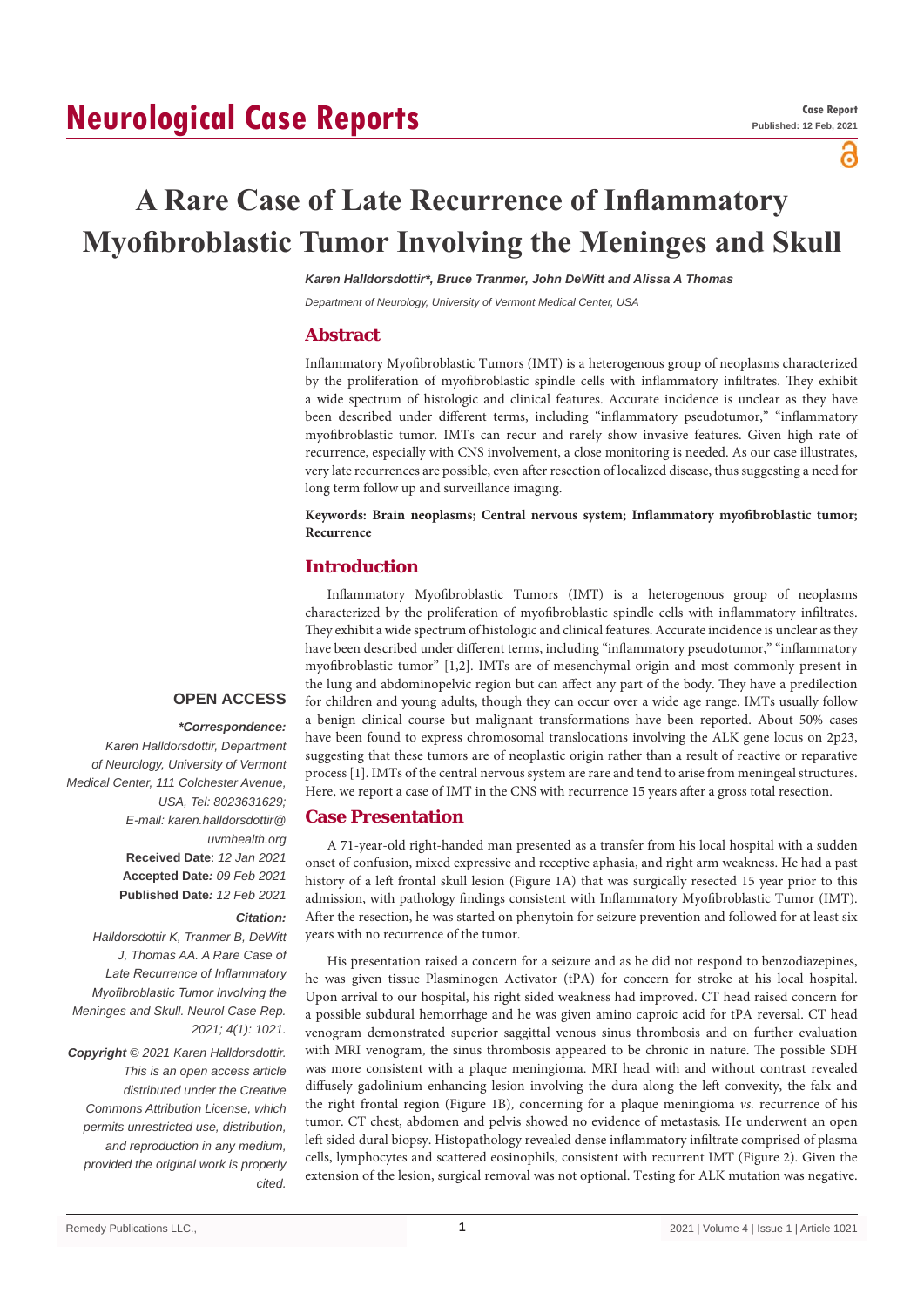Case Report
Published: 12 Feb, 2021

# A Rare Case of Late Recurrence of Inflammatory Myofibroblastic Tumor Involving the Meninges and Skull

***Karen Halldorsdottir\*, Bruce Tranmer, John DeWitt and Alissa A Thomas***

*Department of Neurology, University of Vermont Medical Center, USA*

## Abstract

Inflammatory Myofibroblastic Tumors (IMT) is a heterogenous group of neoplasms characterized by the proliferation of myofibroblastic spindle cells with inflammatory infiltrates. They exhibit a wide spectrum of histologic and clinical features. Accurate incidence is unclear as they have been described under different terms, including "inflammatory pseudotumor," "inflammatory myofibroblastic tumor. IMTs can recur and rarely show invasive features. Given high rate of recurrence, especially with CNS involvement, a close monitoring is needed. As our case illustrates, very late recurrences are possible, even after resection of localized disease, thus suggesting a need for long term follow up and surveillance imaging.

**Keywords: Brain neoplasms; Central nervous system; Inflammatory myofibroblastic tumor; Recurrence**

## Introduction

Inflammatory Myofibroblastic Tumors (IMT) is a heterogenous group of neoplasms characterized by the proliferation of myofibroblastic spindle cells with inflammatory infiltrates. They exhibit a wide spectrum of histologic and clinical features. Accurate incidence is unclear as they have been described under different terms, including "inflammatory pseudotumor," "inflammatory myofibroblastic tumor" [1,2]. IMTs are of mesenchymal origin and most commonly present in the lung and abdominopelvic region but can affect any part of the body. They have a predilection for children and young adults, though they can occur over a wide age range. IMTs usually follow a benign clinical course but malignant transformations have been reported. About 50% cases have been found to express chromosomal translocations involving the ALK gene locus on 2p23, suggesting that these tumors are of neoplastic origin rather than a result of reactive or reparative process [1]. IMTs of the central nervous system are rare and tend to arise from meningeal structures. Here, we report a case of IMT in the CNS with recurrence 15 years after a gross total resection.

## Case Presentation

A 71-year-old right-handed man presented as a transfer from his local hospital with a sudden onset of confusion, mixed expressive and receptive aphasia, and right arm weakness. He had a past history of a left frontal skull lesion (Figure 1A) that was surgically resected 15 year prior to this admission, with pathology findings consistent with Inflammatory Myofibroblastic Tumor (IMT). After the resection, he was started on phenytoin for seizure prevention and followed for at least six years with no recurrence of the tumor.

His presentation raised a concern for a seizure and as he did not respond to benzodiazepines, he was given tissue Plasminogen Activator (tPA) for concern for stroke at his local hospital. Upon arrival to our hospital, his right sided weakness had improved. CT head raised concern for a possible subdural hemorrhage and he was given amino caproic acid for tPA reversal. CT head venogram demonstrated superior saggittal venous sinus thrombosis and on further evaluation with MRI venogram, the sinus thrombosis appeared to be chronic in nature. The possible SDH was more consistent with a plaque meningioma. MRI head with and without contrast revealed diffusely gadolinium enhancing lesion involving the dura along the left convexity, the falx and the right frontal region (Figure 1B), concerning for a plaque meningioma *vs.* recurrence of his tumor. CT chest, abdomen and pelvis showed no evidence of metastasis. He underwent an open left sided dural biopsy. Histopathology revealed dense inflammatory infiltrate comprised of plasma cells, lymphocytes and scattered eosinophils, consistent with recurrent IMT (Figure 2). Given the extension of the lesion, surgical removal was not optional. Testing for ALK mutation was negative.

**OPEN ACCESS**

***\*Correspondence:***

*Karen Halldorsdottir, Department of Neurology, University of Vermont Medical Center, 111 Colchester Avenue, USA, Tel: 8023631629; E-mail: karen.halldorsdottir@uvmhealth.org*

**Received Date**: *12 Jan 2021*

**Accepted Date***: 09 Feb 2021*

**Published Date***: 12 Feb 2021*

***Citation:***

*Halldorsdottir K, Tranmer B, DeWitt J, Thomas AA. A Rare Case of Late Recurrence of Inflammatory Myofibroblastic Tumor Involving the Meninges and Skull. Neurol Case Rep. 2021; 4(1): 1021.*

***Copyright** © 2021 Karen Halldorsdottir. This is an open access article distributed under the Creative Commons Attribution License, which permits unrestricted use, distribution, and reproduction in any medium, provided the original work is properly cited.*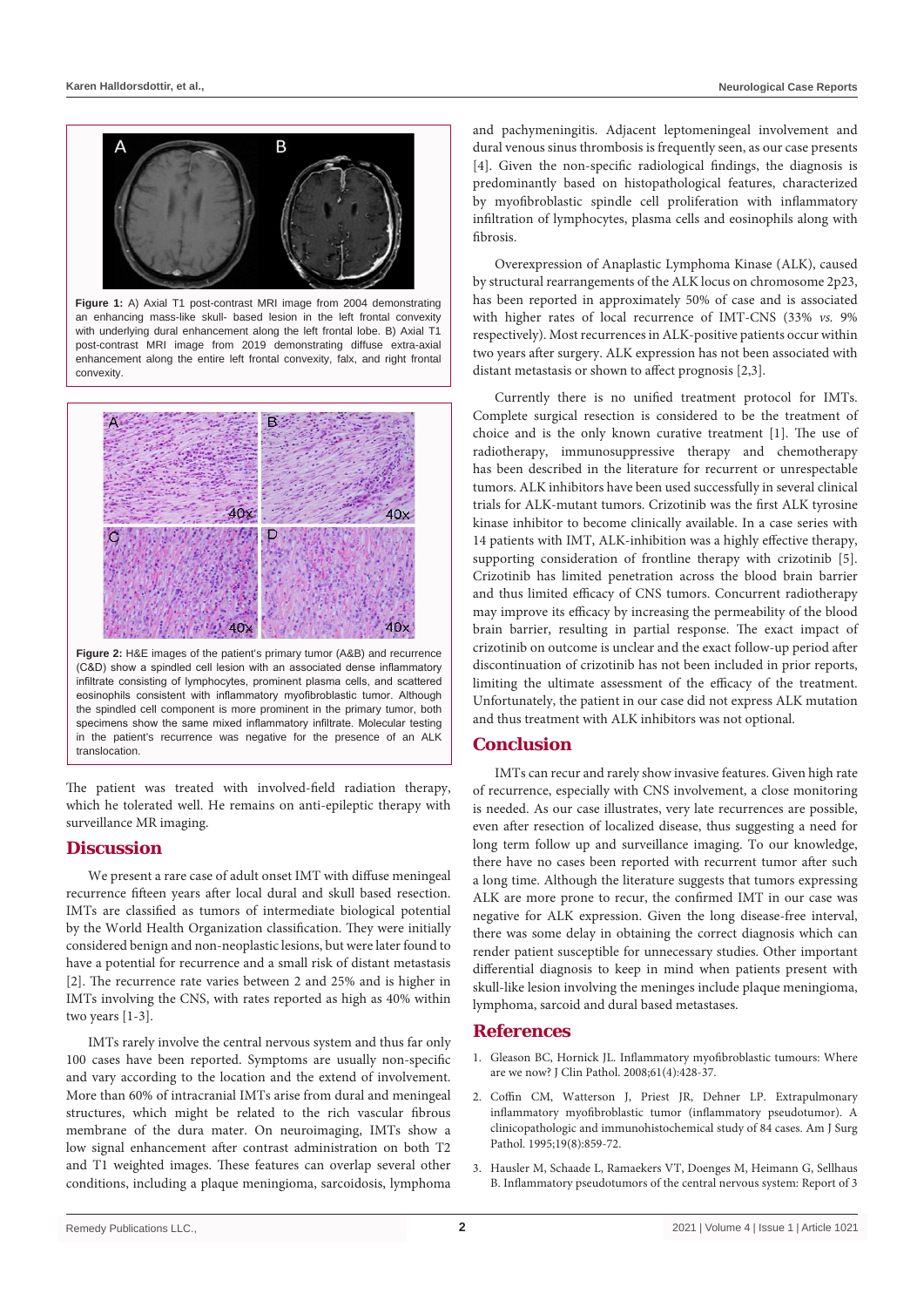**Figure 1:** A) Axial T1 post-contrast MRI image from 2004 demonstrating an enhancing mass-like skull- based lesion in the left frontal convexity with underlying dural enhancement along the left frontal lobe. B) Axial T1 post-contrast MRI image from 2019 demonstrating diffuse extra-axial enhancement along the entire left frontal convexity, falx, and right frontal convexity.

**Figure 2:** H&E images of the patient's primary tumor (A&B) and recurrence (C&D) show a spindled cell lesion with an associated dense inflammatory infiltrate consisting of lymphocytes, prominent plasma cells, and scattered eosinophils consistent with inflammatory myofibroblastic tumor. Although the spindled cell component is more prominent in the primary tumor, both specimens show the same mixed inflammatory infiltrate. Molecular testing in the patient's recurrence was negative for the presence of an ALK translocation.

The patient was treated with involved-field radiation therapy, which he tolerated well. He remains on anti-epileptic therapy with surveillance MR imaging.

## Discussion

We present a rare case of adult onset IMT with diffuse meningeal recurrence fifteen years after local dural and skull based resection. IMTs are classified as tumors of intermediate biological potential by the World Health Organization classification. They were initially considered benign and non-neoplastic lesions, but were later found to have a potential for recurrence and a small risk of distant metastasis [2]. The recurrence rate varies between 2 and 25% and is higher in IMTs involving the CNS, with rates reported as high as 40% within two years [1-3].

IMTs rarely involve the central nervous system and thus far only 100 cases have been reported. Symptoms are usually non-specific and vary according to the location and the extend of involvement. More than 60% of intracranial IMTs arise from dural and meningeal structures, which might be related to the rich vascular fibrous membrane of the dura mater. On neuroimaging, IMTs show a low signal enhancement after contrast administration on both T2 and T1 weighted images. These features can overlap several other conditions, including a plaque meningioma, sarcoidosis, lymphoma and pachymeningitis. Adjacent leptomeningeal involvement and dural venous sinus thrombosis is frequently seen, as our case presents [4]. Given the non-specific radiological findings, the diagnosis is predominantly based on histopathological features, characterized by myofibroblastic spindle cell proliferation with inflammatory infiltration of lymphocytes, plasma cells and eosinophils along with fibrosis.

Overexpression of Anaplastic Lymphoma Kinase (ALK), caused by structural rearrangements of the ALK locus on chromosome 2p23, has been reported in approximately 50% of case and is associated with higher rates of local recurrence of IMT-CNS (33% *vs.* 9% respectively). Most recurrences in ALK-positive patients occur within two years after surgery. ALK expression has not been associated with distant metastasis or shown to affect prognosis [2,3].

Currently there is no unified treatment protocol for IMTs. Complete surgical resection is considered to be the treatment of choice and is the only known curative treatment [1]. The use of radiotherapy, immunosuppressive therapy and chemotherapy has been described in the literature for recurrent or unrespectable tumors. ALK inhibitors have been used successfully in several clinical trials for ALK-mutant tumors. Crizotinib was the first ALK tyrosine kinase inhibitor to become clinically available. In a case series with 14 patients with IMT, ALK-inhibition was a highly effective therapy, supporting consideration of frontline therapy with crizotinib [5]. Crizotinib has limited penetration across the blood brain barrier and thus limited efficacy of CNS tumors. Concurrent radiotherapy may improve its efficacy by increasing the permeability of the blood brain barrier, resulting in partial response. The exact impact of crizotinib on outcome is unclear and the exact follow-up period after discontinuation of crizotinib has not been included in prior reports, limiting the ultimate assessment of the efficacy of the treatment. Unfortunately, the patient in our case did not express ALK mutation and thus treatment with ALK inhibitors was not optional.

## Conclusion

IMTs can recur and rarely show invasive features. Given high rate of recurrence, especially with CNS involvement, a close monitoring is needed. As our case illustrates, very late recurrences are possible, even after resection of localized disease, thus suggesting a need for long term follow up and surveillance imaging. To our knowledge, there have been no cases been reported with recurrent tumor after such a long time. Although the literature suggests that tumors expressing ALK are more prone to recur, the confirmed IMT in our case was negative for ALK expression. Given the long disease-free interval, there was some delay in obtaining the correct diagnosis which can render patient susceptible for unnecessary studies. Other important differential diagnosis to keep in mind when patients present with skull-like lesion involving the meninges include plaque meningioma, lymphoma, sarcoid and dural based metastases.

## References

1. Gleason BC, Hornick JL. Inflammatory myofibroblastic tumours: Where are we now? J Clin Pathol. 2008;61(4):428-37.
2. Coffin CM, Watterson J, Priest JR, Dehner LP. Extrapulmonary inflammatory myofibroblastic tumor (inflammatory pseudotumor). A clinicopathologic and immunohistochemical study of 84 cases. Am J Surg Pathol. 1995;19(8):859-72.
3. Hausler M, Schaade L, Ramaekers VT, Doenges M, Heimann G, Sellhaus B. Inflammatory pseudotumors of the central nervous system: Report of 3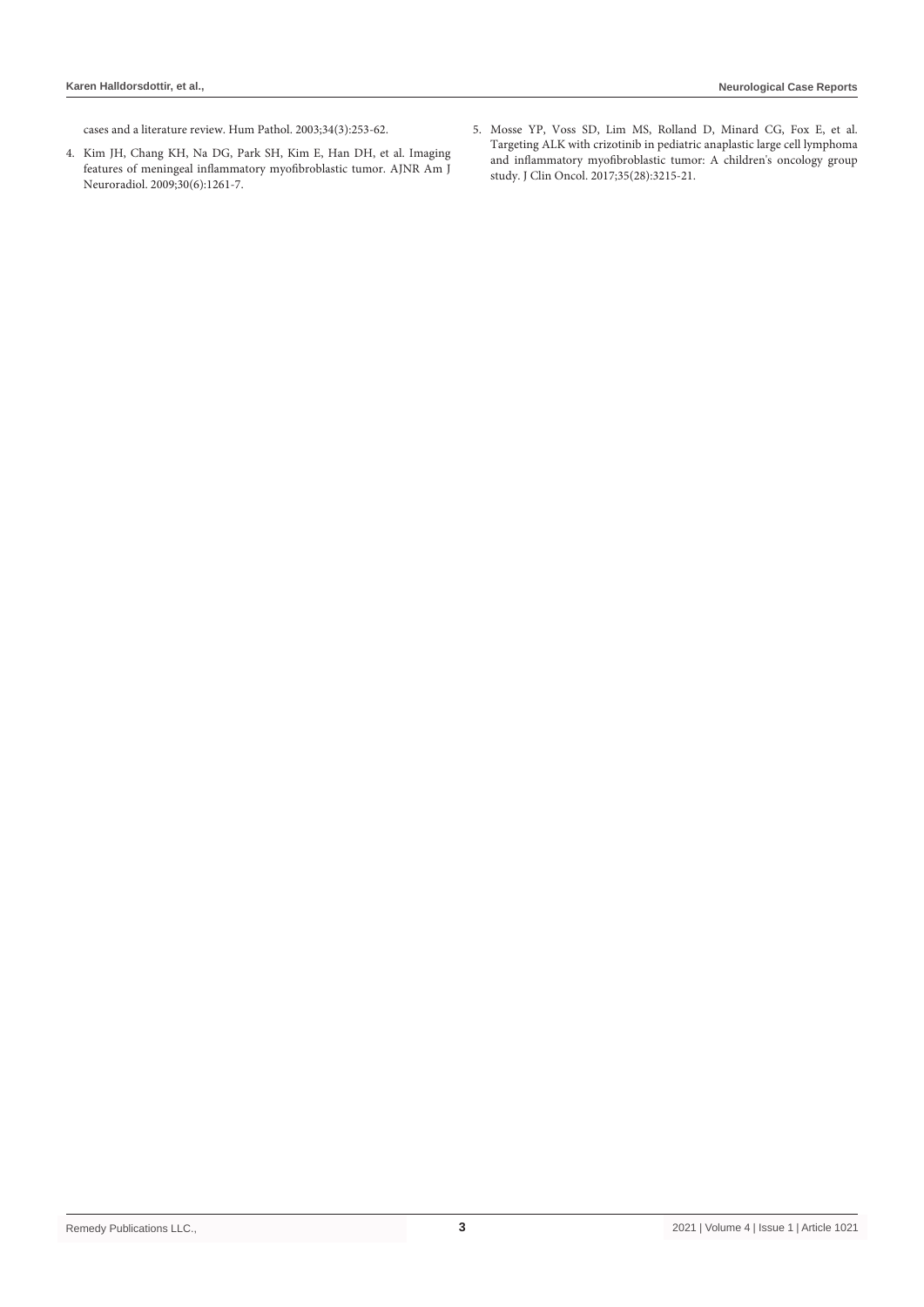cases and a literature review. Hum Pathol. 2003;34(3):253-62.

4. Kim JH, Chang KH, Na DG, Park SH, Kim E, Han DH, et al. Imaging features of meningeal inflammatory myofibroblastic tumor. AJNR Am J Neuroradiol. 2009;30(6):1261-7.

5. Mosse YP, Voss SD, Lim MS, Rolland D, Minard CG, Fox E, et al. Targeting ALK with crizotinib in pediatric anaplastic large cell lymphoma and inflammatory myofibroblastic tumor: A children's oncology group study. J Clin Oncol. 2017;35(28):3215-21.